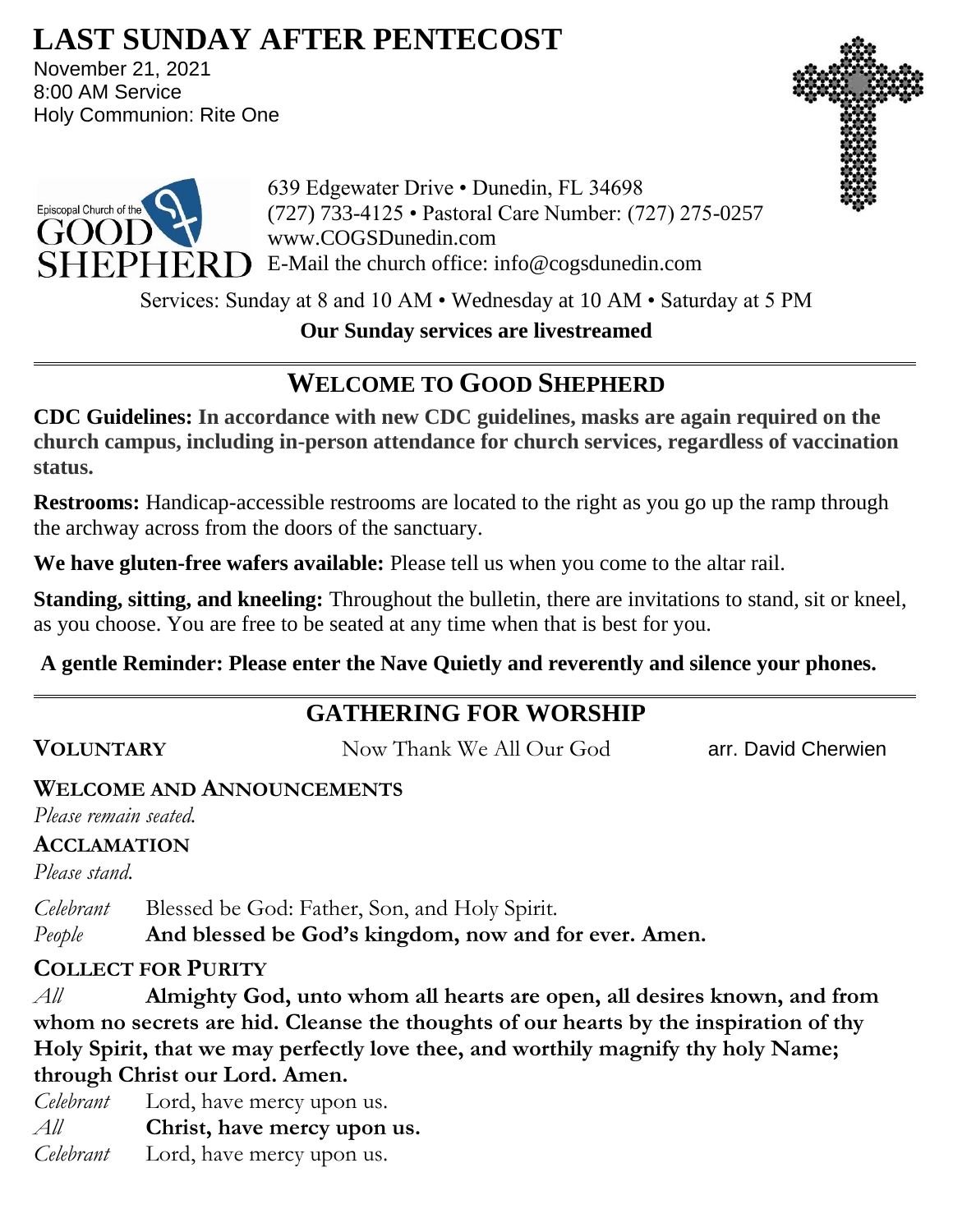# LAST SUNDAY AFTER PENTECOST

November 21, 2021
8:00 AM Service
Holy Communion: Rite One

Episcopal Church of the GOOD SHEPHERD

639 Edgewater Drive • Dunedin, FL 34698
(727) 733-4125 • Pastoral Care Number: (727) 275-0257
www.COGSDunedin.com
E-Mail the church office: info@cogsdunedin.com

Services: Sunday at 8 and 10 AM • Wednesday at 10 AM • Saturday at 5 PM

**Our Sunday services are livestreamed**

## WELCOME TO GOOD SHEPHERD

**CDC Guidelines: In accordance with new CDC guidelines, masks are again required on the church campus, including in-person attendance for church services, regardless of vaccination status.**

**Restrooms:** Handicap-accessible restrooms are located to the right as you go up the ramp through the archway across from the doors of the sanctuary.

**We have gluten-free wafers available:** Please tell us when you come to the altar rail.

**Standing, sitting, and kneeling:** Throughout the bulletin, there are invitations to stand, sit or kneel, as you choose. You are free to be seated at any time when that is best for you.

**A gentle Reminder: Please enter the Nave Quietly and reverently and silence your phones.**

## GATHERING FOR WORSHIP

**VOLUNTARY** Now Thank We All Our God arr. David Cherwien

**WELCOME AND ANNOUNCEMENTS**

*Please remain seated.*

**ACCLAMATION**

*Please stand.*

*Celebrant* Blessed be God: Father, Son, and Holy Spirit.

*People* **And blessed be God's kingdom, now and for ever. Amen.**

**COLLECT FOR PURITY**

*All* **Almighty God, unto whom all hearts are open, all desires known, and from whom no secrets are hid. Cleanse the thoughts of our hearts by the inspiration of thy Holy Spirit, that we may perfectly love thee, and worthily magnify thy holy Name; through Christ our Lord. Amen.**

*Celebrant* Lord, have mercy upon us.

*All* **Christ, have mercy upon us.**

*Celebrant* Lord, have mercy upon us.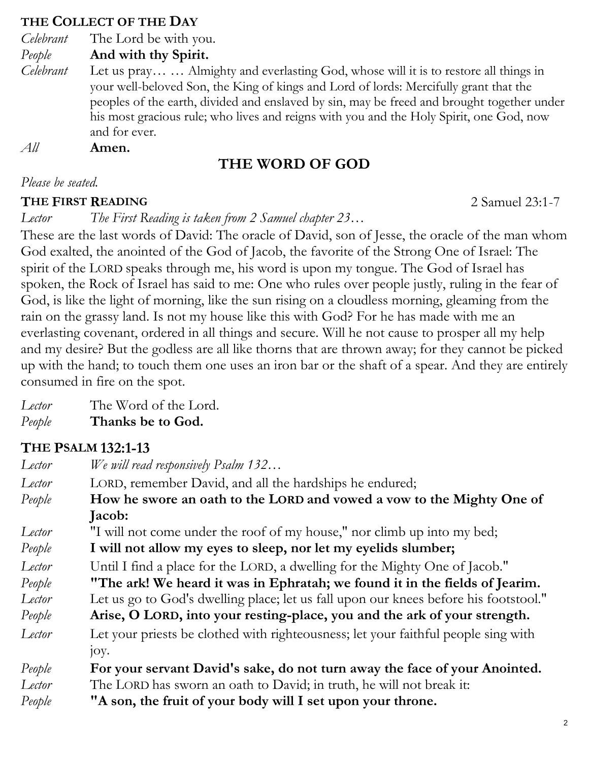### THE COLLECT OF THE DAY

*Celebrant* The Lord be with you.

*People* **And with thy Spirit.**

*Celebrant* Let us pray… … Almighty and everlasting God, whose will it is to restore all things in your well-beloved Son, the King of kings and Lord of lords: Mercifully grant that the peoples of the earth, divided and enslaved by sin, may be freed and brought together under his most gracious rule; who lives and reigns with you and the Holy Spirit, one God, now and for ever.

*All* **Amen.**

## THE WORD OF GOD

*Please be seated.*

### THE FIRST READING — 2 Samuel 23:1-7

*Lector* *The First Reading is taken from 2 Samuel chapter 23…*

These are the last words of David: The oracle of David, son of Jesse, the oracle of the man whom God exalted, the anointed of the God of Jacob, the favorite of the Strong One of Israel: The spirit of the LORD speaks through me, his word is upon my tongue. The God of Israel has spoken, the Rock of Israel has said to me: One who rules over people justly, ruling in the fear of God, is like the light of morning, like the sun rising on a cloudless morning, gleaming from the rain on the grassy land. Is not my house like this with God? For he has made with me an everlasting covenant, ordered in all things and secure. Will he not cause to prosper all my help and my desire? But the godless are all like thorns that are thrown away; for they cannot be picked up with the hand; to touch them one uses an iron bar or the shaft of a spear. And they are entirely consumed in fire on the spot.

*Lector* The Word of the Lord.

*People* **Thanks be to God.**

### THE PSALM 132:1-13

*Lector* *We will read responsively Psalm 132…*

*Lector* LORD, remember David, and all the hardships he endured;

*People* **How he swore an oath to the LORD and vowed a vow to the Mighty One of Jacob:**

*Lector* "I will not come under the roof of my house," nor climb up into my bed;

*People* **I will not allow my eyes to sleep, nor let my eyelids slumber;**

*Lector* Until I find a place for the LORD, a dwelling for the Mighty One of Jacob."

*People* **"The ark! We heard it was in Ephratah; we found it in the fields of Jearim.**

*Lector* Let us go to God's dwelling place; let us fall upon our knees before his footstool."

*People* **Arise, O LORD, into your resting-place, you and the ark of your strength.**

*Lector* Let your priests be clothed with righteousness; let your faithful people sing with joy.

*People* **For your servant David's sake, do not turn away the face of your Anointed.**

*Lector* The LORD has sworn an oath to David; in truth, he will not break it:

*People* **"A son, the fruit of your body will I set upon your throne.**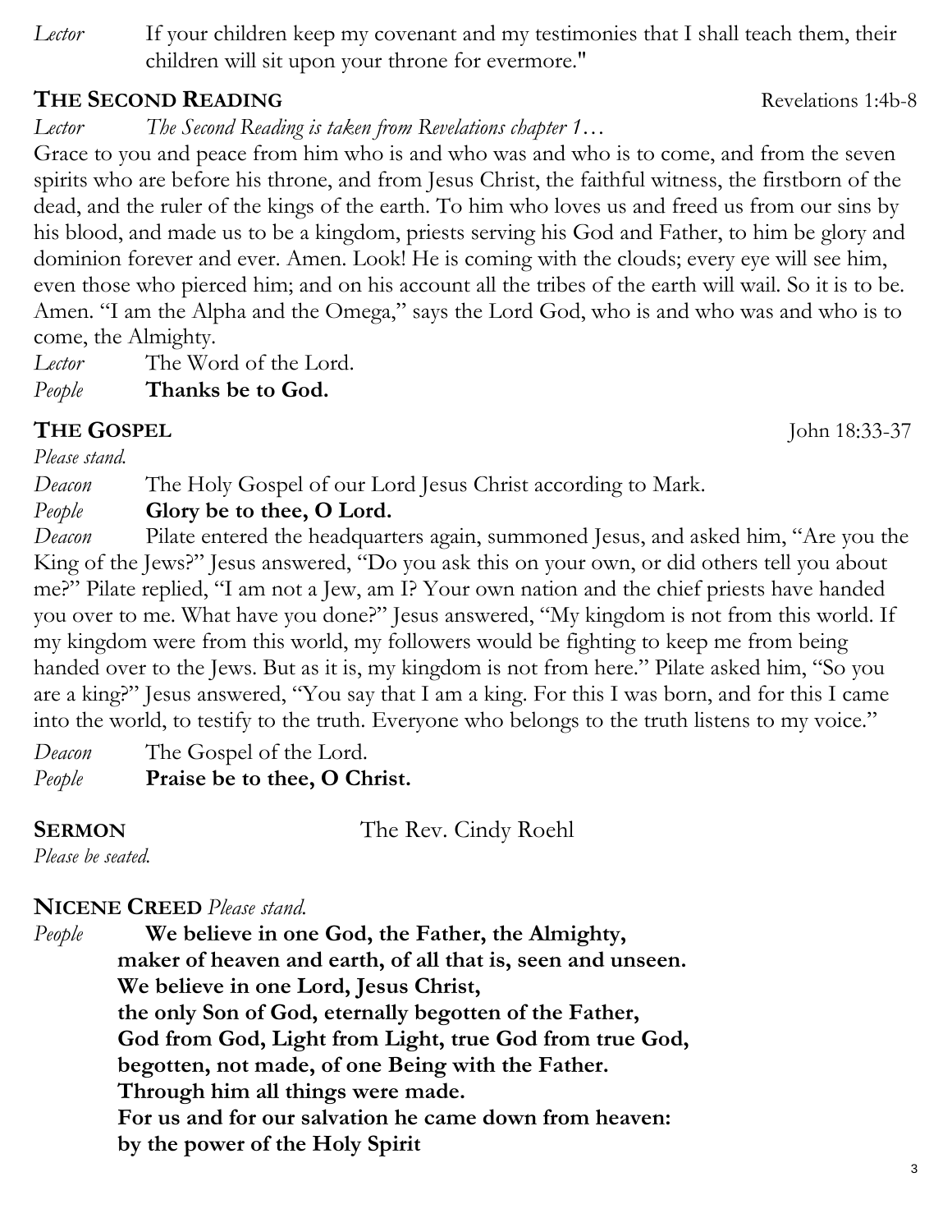*Lector* If your children keep my covenant and my testimonies that I shall teach them, their children will sit upon your throne for evermore."

## THE SECOND READING — Revelations 1:4b-8

*Lector* *The Second Reading is taken from Revelations chapter 1…*

Grace to you and peace from him who is and who was and who is to come, and from the seven spirits who are before his throne, and from Jesus Christ, the faithful witness, the firstborn of the dead, and the ruler of the kings of the earth. To him who loves us and freed us from our sins by his blood, and made us to be a kingdom, priests serving his God and Father, to him be glory and dominion forever and ever. Amen. Look! He is coming with the clouds; every eye will see him, even those who pierced him; and on his account all the tribes of the earth will wail. So it is to be. Amen. "I am the Alpha and the Omega," says the Lord God, who is and who was and who is to come, the Almighty.

*Lector* The Word of the Lord.
*People* **Thanks be to God.**

## THE GOSPEL — John 18:33-37

*Please stand.*

*Deacon* The Holy Gospel of our Lord Jesus Christ according to Mark.
*People* **Glory be to thee, O Lord.**
*Deacon* Pilate entered the headquarters again, summoned Jesus, and asked him, "Are you the King of the Jews?" Jesus answered, "Do you ask this on your own, or did others tell you about me?" Pilate replied, "I am not a Jew, am I? Your own nation and the chief priests have handed you over to me. What have you done?" Jesus answered, "My kingdom is not from this world. If my kingdom were from this world, my followers would be fighting to keep me from being handed over to the Jews. But as it is, my kingdom is not from here." Pilate asked him, "So you are a king?" Jesus answered, "You say that I am a king. For this I was born, and for this I came into the world, to testify to the truth. Everyone who belongs to the truth listens to my voice."

*Deacon* The Gospel of the Lord.
*People* **Praise be to thee, O Christ.**

## SERMON — The Rev. Cindy Roehl

*Please be seated.*

## NICENE CREED *Please stand.*

*People* **We believe in one God, the Father, the Almighty,**
**maker of heaven and earth, of all that is, seen and unseen.**
**We believe in one Lord, Jesus Christ,**
**the only Son of God, eternally begotten of the Father,**
**God from God, Light from Light, true God from true God,**
**begotten, not made, of one Being with the Father.**
**Through him all things were made.**
**For us and for our salvation he came down from heaven:**
**by the power of the Holy Spirit**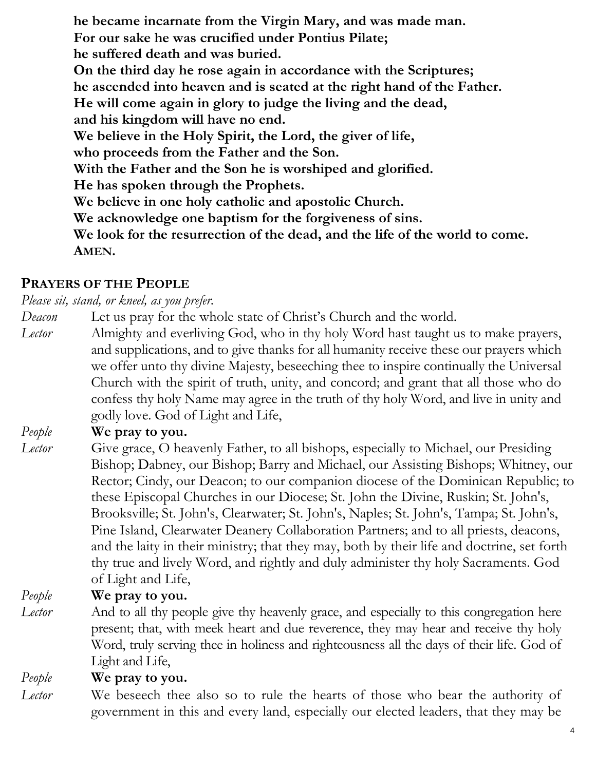**he became incarnate from the Virgin Mary, and was made man.**
**For our sake he was crucified under Pontius Pilate;**
**he suffered death and was buried.**
**On the third day he rose again in accordance with the Scriptures;**
**he ascended into heaven and is seated at the right hand of the Father.**
**He will come again in glory to judge the living and the dead,**
**and his kingdom will have no end.**
**We believe in the Holy Spirit, the Lord, the giver of life,**
**who proceeds from the Father and the Son.**
**With the Father and the Son he is worshiped and glorified.**
**He has spoken through the Prophets.**
**We believe in one holy catholic and apostolic Church.**
**We acknowledge one baptism for the forgiveness of sins.**
**We look for the resurrection of the dead, and the life of the world to come.**
**AMEN.**

## PRAYERS OF THE PEOPLE

*Please sit, stand, or kneel, as you prefer.*

*Deacon* Let us pray for the whole state of Christ's Church and the world.

*Lector* Almighty and everliving God, who in thy holy Word hast taught us to make prayers, and supplications, and to give thanks for all humanity receive these our prayers which we offer unto thy divine Majesty, beseeching thee to inspire continually the Universal Church with the spirit of truth, unity, and concord; and grant that all those who do confess thy holy Name may agree in the truth of thy holy Word, and live in unity and godly love. God of Light and Life,

*People* **We pray to you.**

*Lector* Give grace, O heavenly Father, to all bishops, especially to Michael, our Presiding Bishop; Dabney, our Bishop; Barry and Michael, our Assisting Bishops; Whitney, our Rector; Cindy, our Deacon; to our companion diocese of the Dominican Republic; to these Episcopal Churches in our Diocese; St. John the Divine, Ruskin; St. John's, Brooksville; St. John's, Clearwater; St. John's, Naples; St. John's, Tampa; St. John's, Pine Island, Clearwater Deanery Collaboration Partners; and to all priests, deacons, and the laity in their ministry; that they may, both by their life and doctrine, set forth thy true and lively Word, and rightly and duly administer thy holy Sacraments. God of Light and Life,

*People* **We pray to you.**

*Lector* And to all thy people give thy heavenly grace, and especially to this congregation here present; that, with meek heart and due reverence, they may hear and receive thy holy Word, truly serving thee in holiness and righteousness all the days of their life. God of Light and Life,

*People* **We pray to you.**

*Lector* We beseech thee also so to rule the hearts of those who bear the authority of government in this and every land, especially our elected leaders, that they may be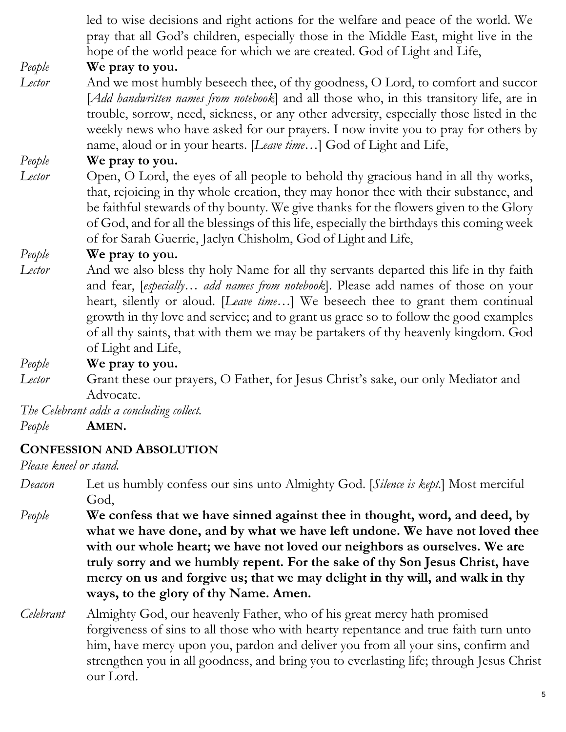led to wise decisions and right actions for the welfare and peace of the world. We pray that all God's children, especially those in the Middle East, might live in the hope of the world peace for which we are created. God of Light and Life,

*People* **We pray to you.**

*Lector* And we most humbly beseech thee, of thy goodness, O Lord, to comfort and succor [*Add handwritten names from notebook*] and all those who, in this transitory life, are in trouble, sorrow, need, sickness, or any other adversity, especially those listed in the weekly news who have asked for our prayers. I now invite you to pray for others by name, aloud or in your hearts. [*Leave time…*] God of Light and Life,

*People* **We pray to you.**

*Lector* Open, O Lord, the eyes of all people to behold thy gracious hand in all thy works, that, rejoicing in thy whole creation, they may honor thee with their substance, and be faithful stewards of thy bounty. We give thanks for the flowers given to the Glory of God, and for all the blessings of this life, especially the birthdays this coming week of for Sarah Guerrie, Jaclyn Chisholm, God of Light and Life,

*People* **We pray to you.**

*Lector* And we also bless thy holy Name for all thy servants departed this life in thy faith and fear, [*especially… add names from notebook*]. Please add names of those on your heart, silently or aloud. [*Leave time…*] We beseech thee to grant them continual growth in thy love and service; and to grant us grace so to follow the good examples of all thy saints, that with them we may be partakers of thy heavenly kingdom. God of Light and Life,

*People* **We pray to you.**

*Lector* Grant these our prayers, O Father, for Jesus Christ's sake, our only Mediator and Advocate.

*The Celebrant adds a concluding collect.*

*People* **AMEN.**

## CONFESSION AND ABSOLUTION

*Please kneel or stand.*

*Deacon* Let us humbly confess our sins unto Almighty God. [*Silence is kept.*] Most merciful God,

*People* **We confess that we have sinned against thee in thought, word, and deed, by what we have done, and by what we have left undone. We have not loved thee with our whole heart; we have not loved our neighbors as ourselves. We are truly sorry and we humbly repent. For the sake of thy Son Jesus Christ, have mercy on us and forgive us; that we may delight in thy will, and walk in thy ways, to the glory of thy Name. Amen.**

*Celebrant* Almighty God, our heavenly Father, who of his great mercy hath promised forgiveness of sins to all those who with hearty repentance and true faith turn unto him, have mercy upon you, pardon and deliver you from all your sins, confirm and strengthen you in all goodness, and bring you to everlasting life; through Jesus Christ our Lord.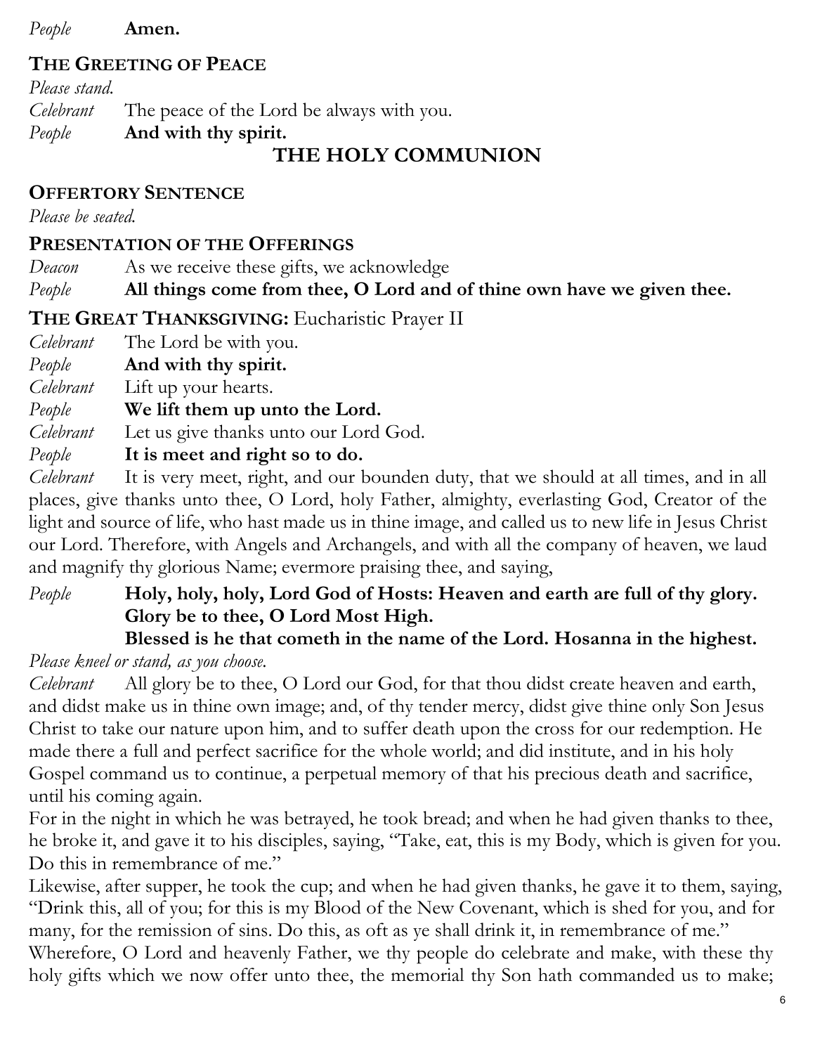*People* **Amen.**

### The Greeting of Peace

*Please stand.*

*Celebrant* The peace of the Lord be always with you.

*People* **And with thy spirit.**

## THE HOLY COMMUNION

### Offertory Sentence

*Please be seated.*

### Presentation of the Offerings

*Deacon* As we receive these gifts, we acknowledge

*People* **All things come from thee, O Lord and of thine own have we given thee.**

### The Great Thanksgiving: Eucharistic Prayer II

*Celebrant* The Lord be with you.

*People* **And with thy spirit.**

*Celebrant* Lift up your hearts.

*People* **We lift them up unto the Lord.**

*Celebrant* Let us give thanks unto our Lord God.

*People* **It is meet and right so to do.**

*Celebrant* It is very meet, right, and our bounden duty, that we should at all times, and in all places, give thanks unto thee, O Lord, holy Father, almighty, everlasting God, Creator of the light and source of life, who hast made us in thine image, and called us to new life in Jesus Christ our Lord. Therefore, with Angels and Archangels, and with all the company of heaven, we laud and magnify thy glorious Name; evermore praising thee, and saying,

*People* **Holy, holy, holy, Lord God of Hosts: Heaven and earth are full of thy glory. Glory be to thee, O Lord Most High.**
**Blessed is he that cometh in the name of the Lord. Hosanna in the highest.**

*Please kneel or stand, as you choose.*

*Celebrant* All glory be to thee, O Lord our God, for that thou didst create heaven and earth, and didst make us in thine own image; and, of thy tender mercy, didst give thine only Son Jesus Christ to take our nature upon him, and to suffer death upon the cross for our redemption. He made there a full and perfect sacrifice for the whole world; and did institute, and in his holy Gospel command us to continue, a perpetual memory of that his precious death and sacrifice, until his coming again.

For in the night in which he was betrayed, he took bread; and when he had given thanks to thee, he broke it, and gave it to his disciples, saying, "Take, eat, this is my Body, which is given for you. Do this in remembrance of me."

Likewise, after supper, he took the cup; and when he had given thanks, he gave it to them, saying, "Drink this, all of you; for this is my Blood of the New Covenant, which is shed for you, and for many, for the remission of sins. Do this, as oft as ye shall drink it, in remembrance of me."

Wherefore, O Lord and heavenly Father, we thy people do celebrate and make, with these thy holy gifts which we now offer unto thee, the memorial thy Son hath commanded us to make;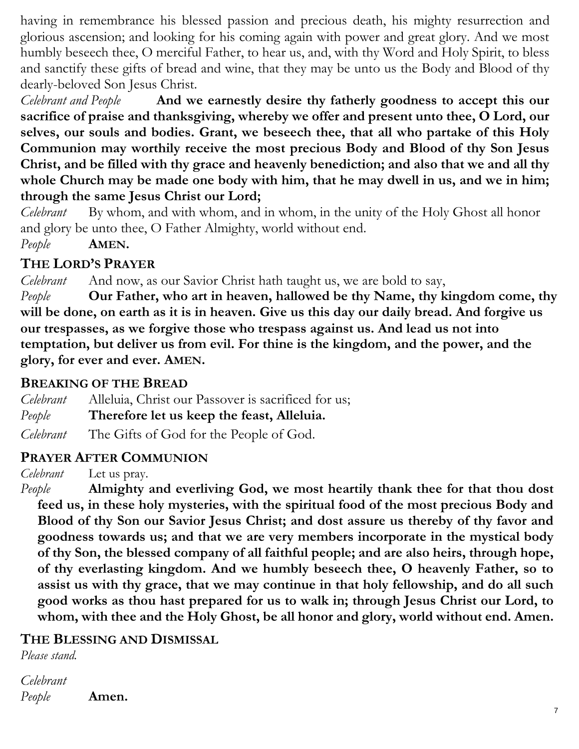having in remembrance his blessed passion and precious death, his mighty resurrection and glorious ascension; and looking for his coming again with power and great glory. And we most humbly beseech thee, O merciful Father, to hear us, and, with thy Word and Holy Spirit, to bless and sanctify these gifts of bread and wine, that they may be unto us the Body and Blood of thy dearly-beloved Son Jesus Christ.

*Celebrant and People* **And we earnestly desire thy fatherly goodness to accept this our sacrifice of praise and thanksgiving, whereby we offer and present unto thee, O Lord, our selves, our souls and bodies. Grant, we beseech thee, that all who partake of this Holy Communion may worthily receive the most precious Body and Blood of thy Son Jesus Christ, and be filled with thy grace and heavenly benediction; and also that we and all thy whole Church may be made one body with him, that he may dwell in us, and we in him; through the same Jesus Christ our Lord;**

*Celebrant* By whom, and with whom, and in whom, in the unity of the Holy Ghost all honor and glory be unto thee, O Father Almighty, world without end.

*People* **AMEN.**

## THE LORD'S PRAYER

*Celebrant* And now, as our Savior Christ hath taught us, we are bold to say,

*People* **Our Father, who art in heaven, hallowed be thy Name, thy kingdom come, thy will be done, on earth as it is in heaven. Give us this day our daily bread. And forgive us our trespasses, as we forgive those who trespass against us. And lead us not into temptation, but deliver us from evil. For thine is the kingdom, and the power, and the glory, for ever and ever. AMEN.**

## BREAKING OF THE BREAD

*Celebrant* Alleluia, Christ our Passover is sacrificed for us;

*People* **Therefore let us keep the feast, Alleluia.**

*Celebrant* The Gifts of God for the People of God.

## PRAYER AFTER COMMUNION

*Celebrant* Let us pray.

*People* **Almighty and everliving God, we most heartily thank thee for that thou dost feed us, in these holy mysteries, with the spiritual food of the most precious Body and Blood of thy Son our Savior Jesus Christ; and dost assure us thereby of thy favor and goodness towards us; and that we are very members incorporate in the mystical body of thy Son, the blessed company of all faithful people; and are also heirs, through hope, of thy everlasting kingdom. And we humbly beseech thee, O heavenly Father, so to assist us with thy grace, that we may continue in that holy fellowship, and do all such good works as thou hast prepared for us to walk in; through Jesus Christ our Lord, to whom, with thee and the Holy Ghost, be all honor and glory, world without end. Amen.**

## THE BLESSING AND DISMISSAL

*Please stand.*

*Celebrant*

*People* **Amen.**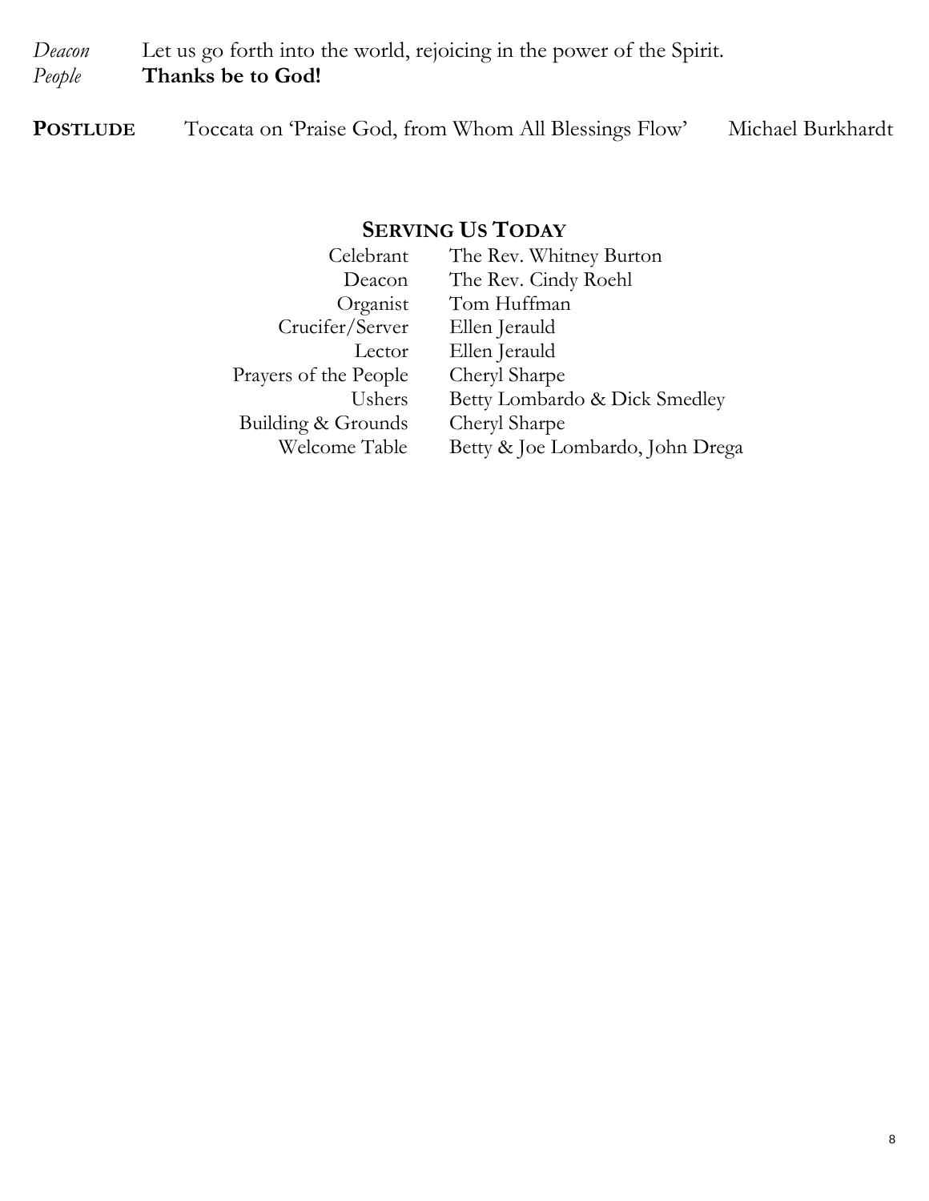*Deacon* Let us go forth into the world, rejoicing in the power of the Spirit.
*People* **Thanks be to God!**

**POSTLUDE** Toccata on 'Praise God, from Whom All Blessings Flow' Michael Burkhardt

## SERVING US TODAY

| | |
|---|---|
| Celebrant | The Rev. Whitney Burton |
| Deacon | The Rev. Cindy Roehl |
| Organist | Tom Huffman |
| Crucifer/Server | Ellen Jerauld |
| Lector | Ellen Jerauld |
| Prayers of the People | Cheryl Sharpe |
| Ushers | Betty Lombardo & Dick Smedley |
| Building & Grounds | Cheryl Sharpe |
| Welcome Table | Betty & Joe Lombardo, John Drega |